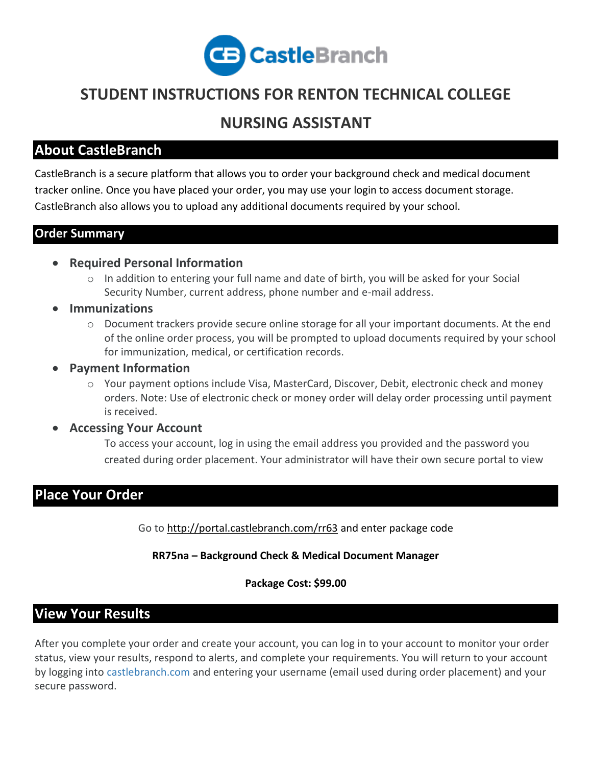CastleBranch

# STUDENT INSTRUCTIONS FOR RENTON TECHNICAL COLLEGE

# NURSING ASSISTANT

## About CastleBranch

CastleBranch is a secure platform that allows you to order your background check and medical document tracker online. Once you have placed your order, you may use your login to access document storage. CastleBranch also allows you to upload any additional documents required by your school.

## Order Summary

- **Required Personal Information**
  - In addition to entering your full name and date of birth, you will be asked for your Social Security Number, current address, phone number and e-mail address.
- **Immunizations**
  - Document trackers provide secure online storage for all your important documents. At the end of the online order process, you will be prompted to upload documents required by your school for immunization, medical, or certification records.
- **Payment Information**
  - Your payment options include Visa, MasterCard, Discover, Debit, electronic check and money orders. Note: Use of electronic check or money order will delay order processing until payment is received.
- **Accessing Your Account**

  To access your account, log in using the email address you provided and the password you created during order placement. Your administrator will have their own secure portal to view

## Place Your Order

Go to http://portal.castlebranch.com/rr63 and enter package code

**RR75na – Background Check & Medical Document Manager**

**Package Cost: $99.00**

## View Your Results

After you complete your order and create your account, you can log in to your account to monitor your order status, view your results, respond to alerts, and complete your requirements. You will return to your account by logging into castlebranch.com and entering your username (email used during order placement) and your secure password.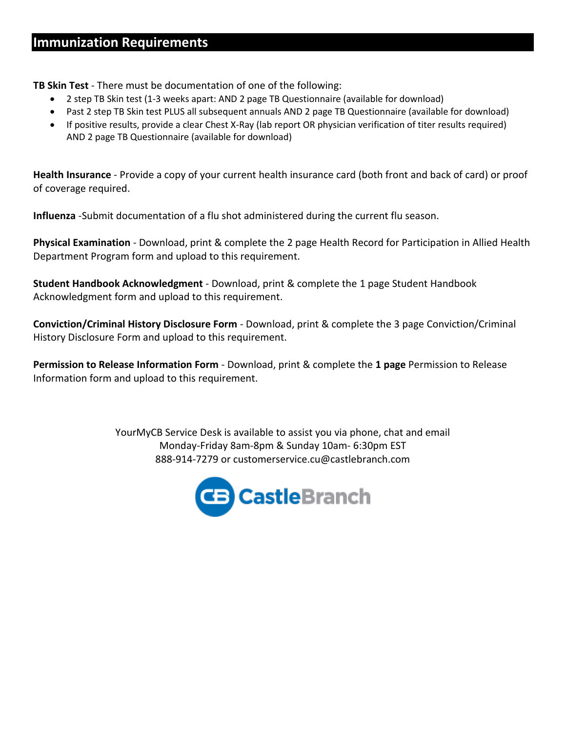## Immunization Requirements

**TB Skin Test** - There must be documentation of one of the following:

- 2 step TB Skin test (1-3 weeks apart: AND 2 page TB Questionnaire (available for download)
- Past 2 step TB Skin test PLUS all subsequent annuals AND 2 page TB Questionnaire (available for download)
- If positive results, provide a clear Chest X-Ray (lab report OR physician verification of titer results required) AND 2 page TB Questionnaire (available for download)

**Health Insurance** - Provide a copy of your current health insurance card (both front and back of card) or proof of coverage required.

**Influenza** -Submit documentation of a flu shot administered during the current flu season.

**Physical Examination** - Download, print & complete the 2 page Health Record for Participation in Allied Health Department Program form and upload to this requirement.

**Student Handbook Acknowledgment** - Download, print & complete the 1 page Student Handbook Acknowledgment form and upload to this requirement.

**Conviction/Criminal History Disclosure Form** - Download, print & complete the 3 page Conviction/Criminal History Disclosure Form and upload to this requirement.

**Permission to Release Information Form** - Download, print & complete the **1 page** Permission to Release Information form and upload to this requirement.

YourMyCB Service Desk is available to assist you via phone, chat and email
Monday-Friday 8am-8pm & Sunday 10am- 6:30pm EST
888-914-7279 or customerservice.cu@castlebranch.com

CastleBranch